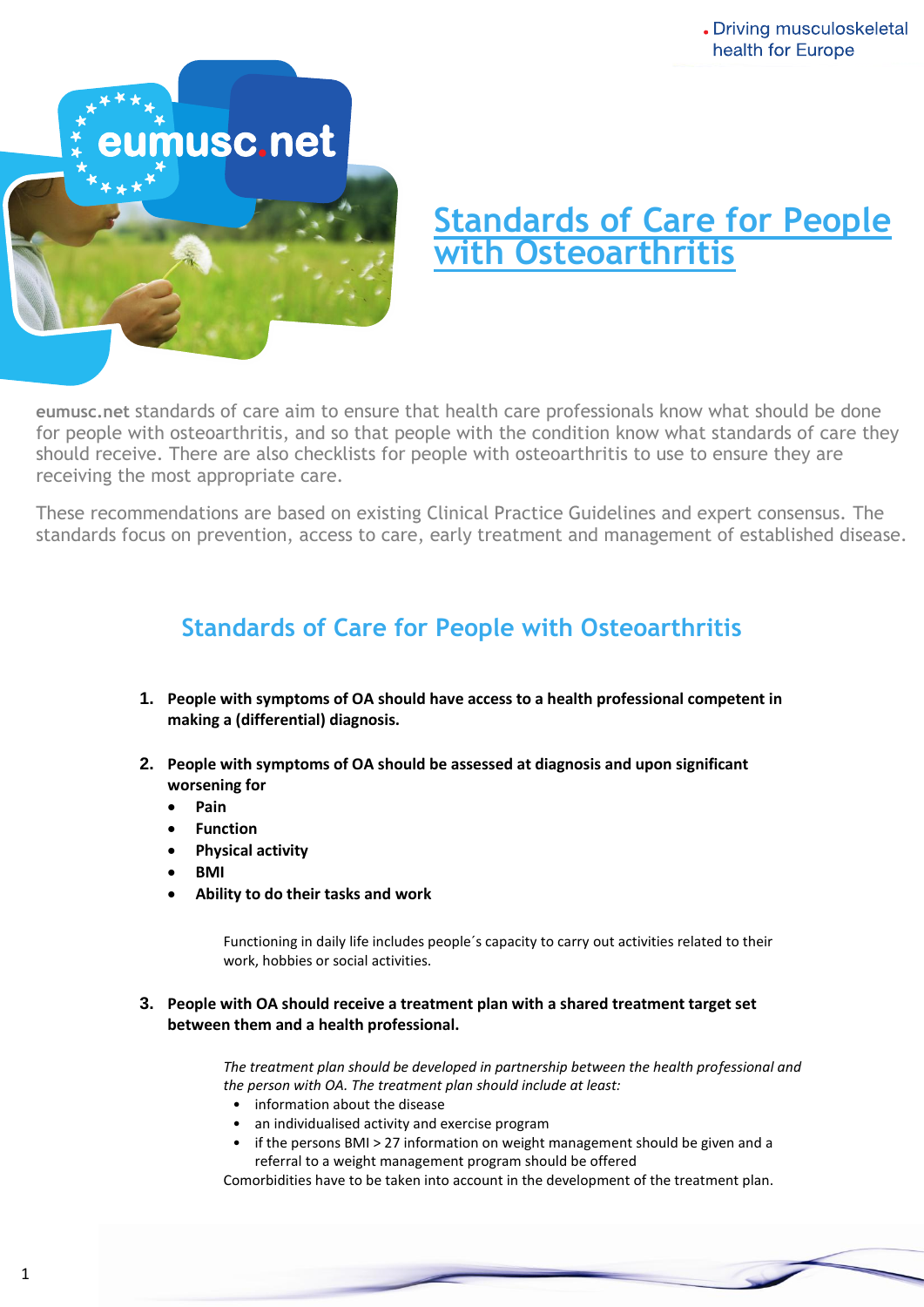# Standards of Care for People with Osteoarthritis

**eumusc.net** standards of care aim to ensure that health care professionals know what should be done for people with osteoarthritis, and so that people with the condition know what standards of care they should receive. There are also checklists for people with osteoarthritis to use to ensure they are receiving the most appropriate care.

These recommendations are based on existing Clinical Practice Guidelines and expert consensus. The standards focus on prevention, access to care, early treatment and management of established disease.

## Standards of Care for People with Osteoarthritis

1. **People with symptoms of OA should have access to a health professional competent in making a (differential) diagnosis.**

2. **People with symptoms of OA should be assessed at diagnosis and upon significant worsening for**
   - **Pain**
   - **Function**
   - **Physical activity**
   - **BMI**
   - **Ability to do their tasks and work**

   Functioning in daily life includes people´s capacity to carry out activities related to their work, hobbies or social activities.

3. **People with OA should receive a treatment plan with a shared treatment target set between them and a health professional.**

   *The treatment plan should be developed in partnership between the health professional and the person with OA. The treatment plan should include at least:*
   - information about the disease
   - an individualised activity and exercise program
   - if the persons BMI > 27 information on weight management should be given and a referral to a weight management program should be offered

   Comorbidities have to be taken into account in the development of the treatment plan.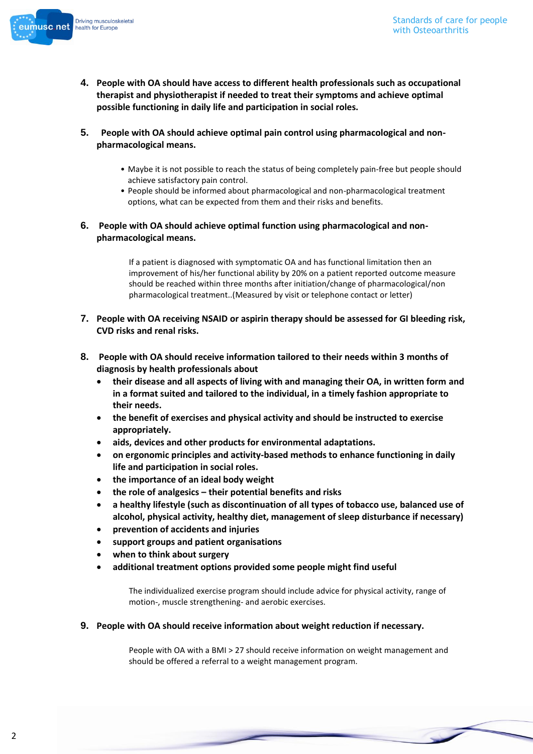4. **People with OA should have access to different health professionals such as occupational therapist and physiotherapist if needed to treat their symptoms and achieve optimal possible functioning in daily life and participation in social roles.**

5. **People with OA should achieve optimal pain control using pharmacological and non-pharmacological means.**

   - Maybe it is not possible to reach the status of being completely pain-free but people should achieve satisfactory pain control.
   - People should be informed about pharmacological and non-pharmacological treatment options, what can be expected from them and their risks and benefits.

6. **People with OA should achieve optimal function using pharmacological and non-pharmacological means.**

   If a patient is diagnosed with symptomatic OA and has functional limitation then an improvement of his/her functional ability by 20% on a patient reported outcome measure should be reached within three months after initiation/change of pharmacological/non pharmacological treatment..(Measured by visit or telephone contact or letter)

7. **People with OA receiving NSAID or aspirin therapy should be assessed for GI bleeding risk, CVD risks and renal risks.**

8. **People with OA should receive information tailored to their needs within 3 months of diagnosis by health professionals about**
   - **their disease and all aspects of living with and managing their OA, in written form and in a format suited and tailored to the individual, in a timely fashion appropriate to their needs.**
   - **the benefit of exercises and physical activity and should be instructed to exercise appropriately.**
   - **aids, devices and other products for environmental adaptations.**
   - **on ergonomic principles and activity-based methods to enhance functioning in daily life and participation in social roles.**
   - **the importance of an ideal body weight**
   - **the role of analgesics – their potential benefits and risks**
   - **a healthy lifestyle (such as discontinuation of all types of tobacco use, balanced use of alcohol, physical activity, healthy diet, management of sleep disturbance if necessary)**
   - **prevention of accidents and injuries**
   - **support groups and patient organisations**
   - **when to think about surgery**
   - **additional treatment options provided some people might find useful**

   The individualized exercise program should include advice for physical activity, range of motion-, muscle strengthening- and aerobic exercises.

9. **People with OA should receive information about weight reduction if necessary.**

   People with OA with a BMI > 27 should receive information on weight management and should be offered a referral to a weight management program.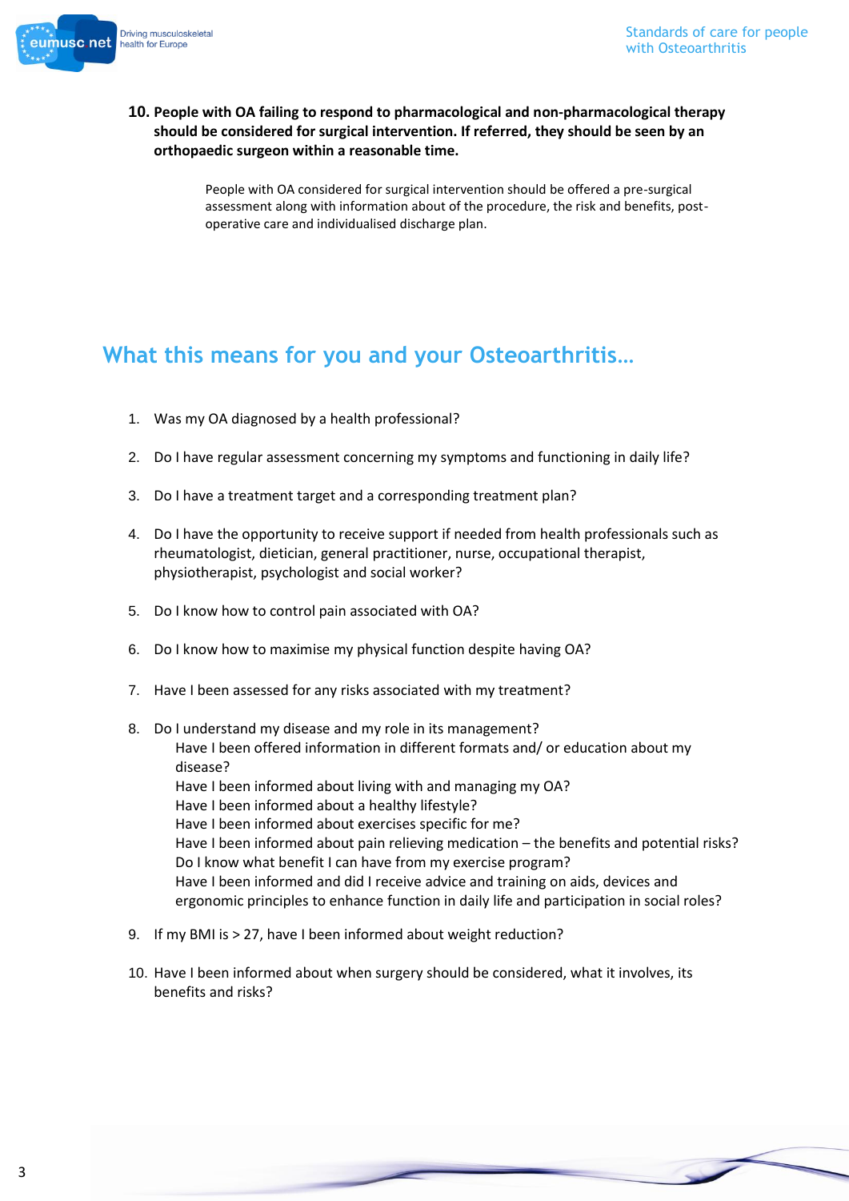10. **People with OA failing to respond to pharmacological and non-pharmacological therapy should be considered for surgical intervention. If referred, they should be seen by an orthopaedic surgeon within a reasonable time.**

    People with OA considered for surgical intervention should be offered a pre-surgical assessment along with information about of the procedure, the risk and benefits, post-operative care and individualised discharge plan.

## What this means for you and your Osteoarthritis…

1. Was my OA diagnosed by a health professional?
2. Do I have regular assessment concerning my symptoms and functioning in daily life?
3. Do I have a treatment target and a corresponding treatment plan?
4. Do I have the opportunity to receive support if needed from health professionals such as rheumatologist, dietician, general practitioner, nurse, occupational therapist, physiotherapist, psychologist and social worker?
5. Do I know how to control pain associated with OA?
6. Do I know how to maximise my physical function despite having OA?
7. Have I been assessed for any risks associated with my treatment?
8. Do I understand my disease and my role in its management?
   Have I been offered information in different formats and/ or education about my disease?
   Have I been informed about living with and managing my OA?
   Have I been informed about a healthy lifestyle?
   Have I been informed about exercises specific for me?
   Have I been informed about pain relieving medication – the benefits and potential risks?
   Do I know what benefit I can have from my exercise program?
   Have I been informed and did I receive advice and training on aids, devices and ergonomic principles to enhance function in daily life and participation in social roles?
9. If my BMI is > 27, have I been informed about weight reduction?
10. Have I been informed about when surgery should be considered, what it involves, its benefits and risks?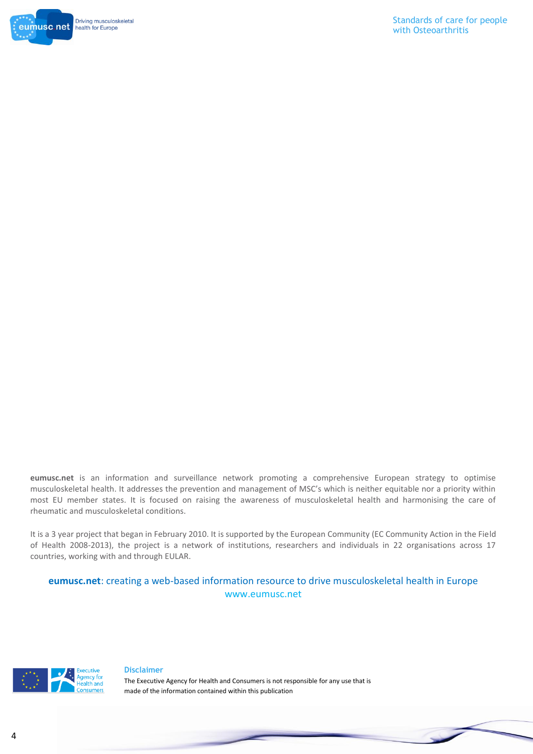**eumusc.net** is an information and surveillance network promoting a comprehensive European strategy to optimise musculoskeletal health. It addresses the prevention and management of MSC's which is neither equitable nor a priority within most EU member states. It is focused on raising the awareness of musculoskeletal health and harmonising the care of rheumatic and musculoskeletal conditions.

It is a 3 year project that began in February 2010. It is supported by the European Community (EC Community Action in the Field of Health 2008-2013), the project is a network of institutions, researchers and individuals in 22 organisations across 17 countries, working with and through EULAR.

**eumusc.net**: creating a web-based information resource to drive musculoskeletal health in Europe
www.eumusc.net

**Disclaimer**

The Executive Agency for Health and Consumers is not responsible for any use that is made of the information contained within this publication